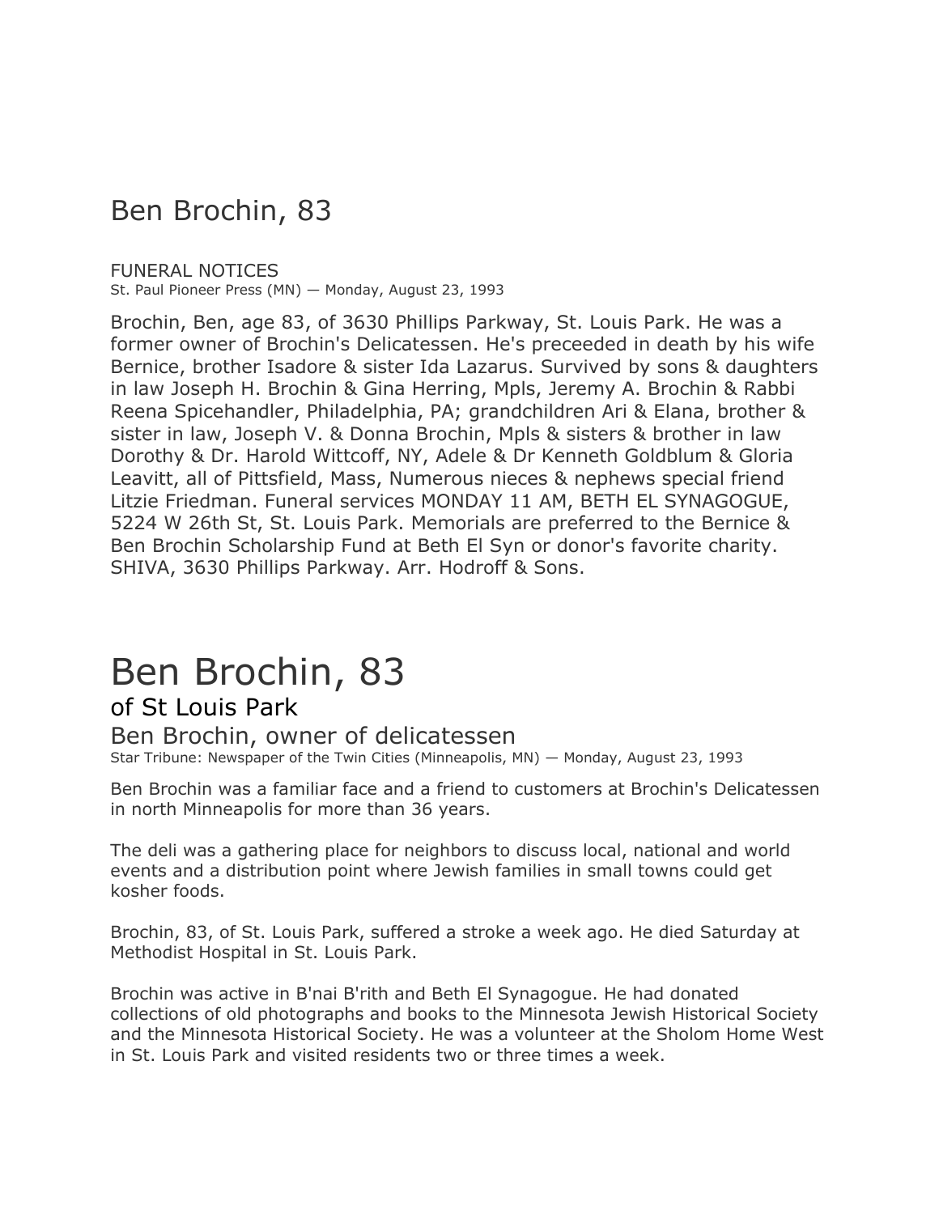## Ben Brochin, 83

FUNERAL NOTICES
St. Paul Pioneer Press (MN) — Monday, August 23, 1993

Brochin, Ben, age 83, of 3630 Phillips Parkway, St. Louis Park. He was a former owner of Brochin's Delicatessen. He's preceeded in death by his wife Bernice, brother Isadore & sister Ida Lazarus. Survived by sons & daughters in law Joseph H. Brochin & Gina Herring, Mpls, Jeremy A. Brochin & Rabbi Reena Spicehandler, Philadelphia, PA; grandchildren Ari & Elana, brother & sister in law, Joseph V. & Donna Brochin, Mpls & sisters & brother in law Dorothy & Dr. Harold Wittcoff, NY, Adele & Dr Kenneth Goldblum & Gloria Leavitt, all of Pittsfield, Mass, Numerous nieces & nephews special friend Litzie Friedman. Funeral services MONDAY 11 AM, BETH EL SYNAGOGUE, 5224 W 26th St, St. Louis Park. Memorials are preferred to the Bernice & Ben Brochin Scholarship Fund at Beth El Syn or donor's favorite charity. SHIVA, 3630 Phillips Parkway. Arr. Hodroff & Sons.

# Ben Brochin, 83

## of St Louis Park

### Ben Brochin, owner of delicatessen

Star Tribune: Newspaper of the Twin Cities (Minneapolis, MN) — Monday, August 23, 1993

Ben Brochin was a familiar face and a friend to customers at Brochin's Delicatessen in north Minneapolis for more than 36 years.

The deli was a gathering place for neighbors to discuss local, national and world events and a distribution point where Jewish families in small towns could get kosher foods.

Brochin, 83, of St. Louis Park, suffered a stroke a week ago. He died Saturday at Methodist Hospital in St. Louis Park.

Brochin was active in B'nai B'rith and Beth El Synagogue. He had donated collections of old photographs and books to the Minnesota Jewish Historical Society and the Minnesota Historical Society. He was a volunteer at the Sholom Home West in St. Louis Park and visited residents two or three times a week.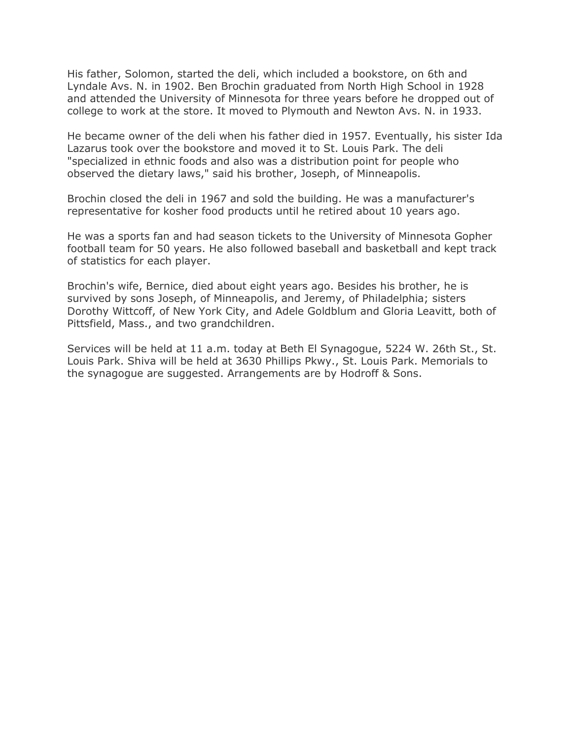His father, Solomon, started the deli, which included a bookstore, on 6th and Lyndale Avs. N. in 1902. Ben Brochin graduated from North High School in 1928 and attended the University of Minnesota for three years before he dropped out of college to work at the store. It moved to Plymouth and Newton Avs. N. in 1933.

He became owner of the deli when his father died in 1957. Eventually, his sister Ida Lazarus took over the bookstore and moved it to St. Louis Park. The deli "specialized in ethnic foods and also was a distribution point for people who observed the dietary laws," said his brother, Joseph, of Minneapolis.

Brochin closed the deli in 1967 and sold the building. He was a manufacturer's representative for kosher food products until he retired about 10 years ago.

He was a sports fan and had season tickets to the University of Minnesota Gopher football team for 50 years. He also followed baseball and basketball and kept track of statistics for each player.

Brochin's wife, Bernice, died about eight years ago. Besides his brother, he is survived by sons Joseph, of Minneapolis, and Jeremy, of Philadelphia; sisters Dorothy Wittcoff, of New York City, and Adele Goldblum and Gloria Leavitt, both of Pittsfield, Mass., and two grandchildren.

Services will be held at 11 a.m. today at Beth El Synagogue, 5224 W. 26th St., St. Louis Park. Shiva will be held at 3630 Phillips Pkwy., St. Louis Park. Memorials to the synagogue are suggested. Arrangements are by Hodroff & Sons.